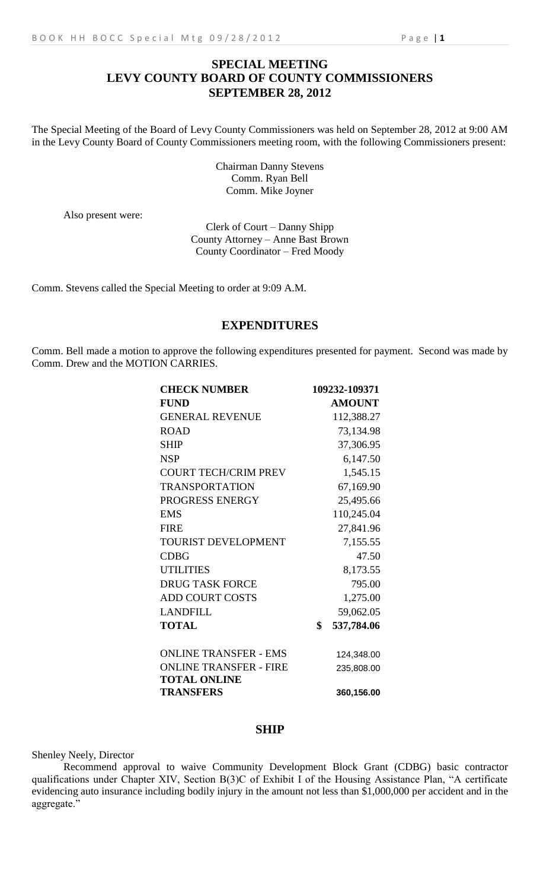# SPECIAL MEETING
# LEVY COUNTY BOARD OF COUNTY COMMISSIONERS
# SEPTEMBER 28, 2012

The Special Meeting of the Board of Levy County Commissioners was held on September 28, 2012 at 9:00 AM in the Levy County Board of County Commissioners meeting room, with the following Commissioners present:

Chairman Danny Stevens
Comm. Ryan Bell
Comm. Mike Joyner

Also present were:

Clerk of Court – Danny Shipp
County Attorney – Anne Bast Brown
County Coordinator – Fred Moody

Comm. Stevens called the Special Meeting to order at 9:09 A.M.

## EXPENDITURES

Comm. Bell made a motion to approve the following expenditures presented for payment. Second was made by Comm. Drew and the MOTION CARRIES.

| **CHECK NUMBER** | **109232-109371** |
|---|---|
| **FUND** | **AMOUNT** |
| GENERAL REVENUE | 112,388.27 |
| ROAD | 73,134.98 |
| SHIP | 37,306.95 |
| NSP | 6,147.50 |
| COURT TECH/CRIM PREV | 1,545.15 |
| TRANSPORTATION | 67,169.90 |
| PROGRESS ENERGY | 25,495.66 |
| EMS | 110,245.04 |
| FIRE | 27,841.96 |
| TOURIST DEVELOPMENT | 7,155.55 |
| CDBG | 47.50 |
| UTILITIES | 8,173.55 |
| DRUG TASK FORCE | 795.00 |
| ADD COURT COSTS | 1,275.00 |
| LANDFILL | 59,062.05 |
| **TOTAL** | **$ 537,784.06** |
| | |
| ONLINE TRANSFER - EMS | 124,348.00 |
| ONLINE TRANSFER - FIRE | 235,808.00 |
| **TOTAL ONLINE TRANSFERS** | **360,156.00** |

## SHIP

Shenley Neely, Director

Recommend approval to waive Community Development Block Grant (CDBG) basic contractor qualifications under Chapter XIV, Section B(3)C of Exhibit I of the Housing Assistance Plan, "A certificate evidencing auto insurance including bodily injury in the amount not less than $1,000,000 per accident and in the aggregate."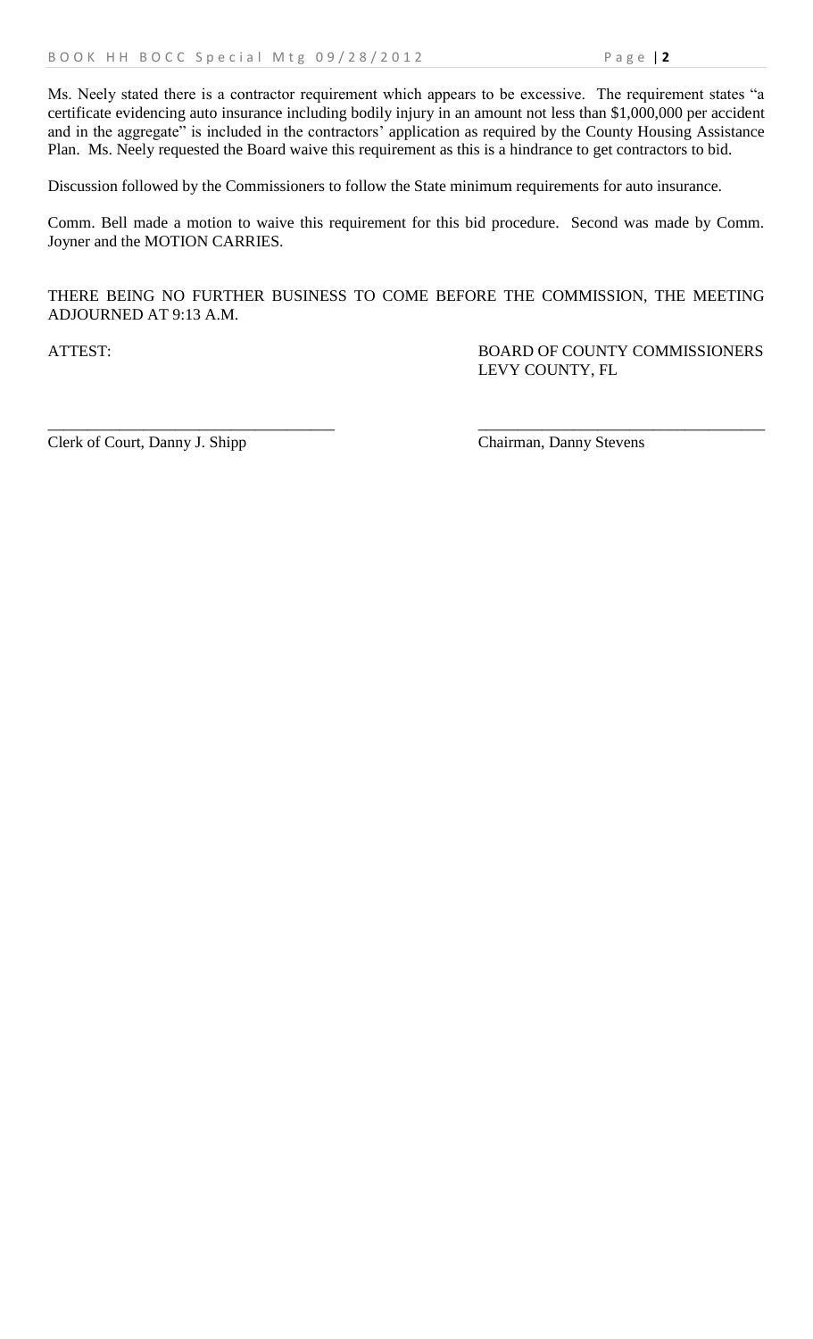Ms. Neely stated there is a contractor requirement which appears to be excessive. The requirement states "a certificate evidencing auto insurance including bodily injury in an amount not less than $1,000,000 per accident and in the aggregate" is included in the contractors' application as required by the County Housing Assistance Plan. Ms. Neely requested the Board waive this requirement as this is a hindrance to get contractors to bid.

Discussion followed by the Commissioners to follow the State minimum requirements for auto insurance.

Comm. Bell made a motion to waive this requirement for this bid procedure. Second was made by Comm. Joyner and the MOTION CARRIES.

THERE BEING NO FURTHER BUSINESS TO COME BEFORE THE COMMISSION, THE MEETING ADJOURNED AT 9:13 A.M.

ATTEST:

BOARD OF COUNTY COMMISSIONERS
LEVY COUNTY, FL

\_\_\_\_\_\_\_\_\_\_\_\_\_\_\_\_\_\_\_\_\_\_\_\_\_\_\_\_\_\_\_\_\_\_\_
Clerk of Court, Danny J. Shipp

\_\_\_\_\_\_\_\_\_\_\_\_\_\_\_\_\_\_\_\_\_\_\_\_\_\_\_\_\_\_\_\_\_\_\_
Chairman, Danny Stevens